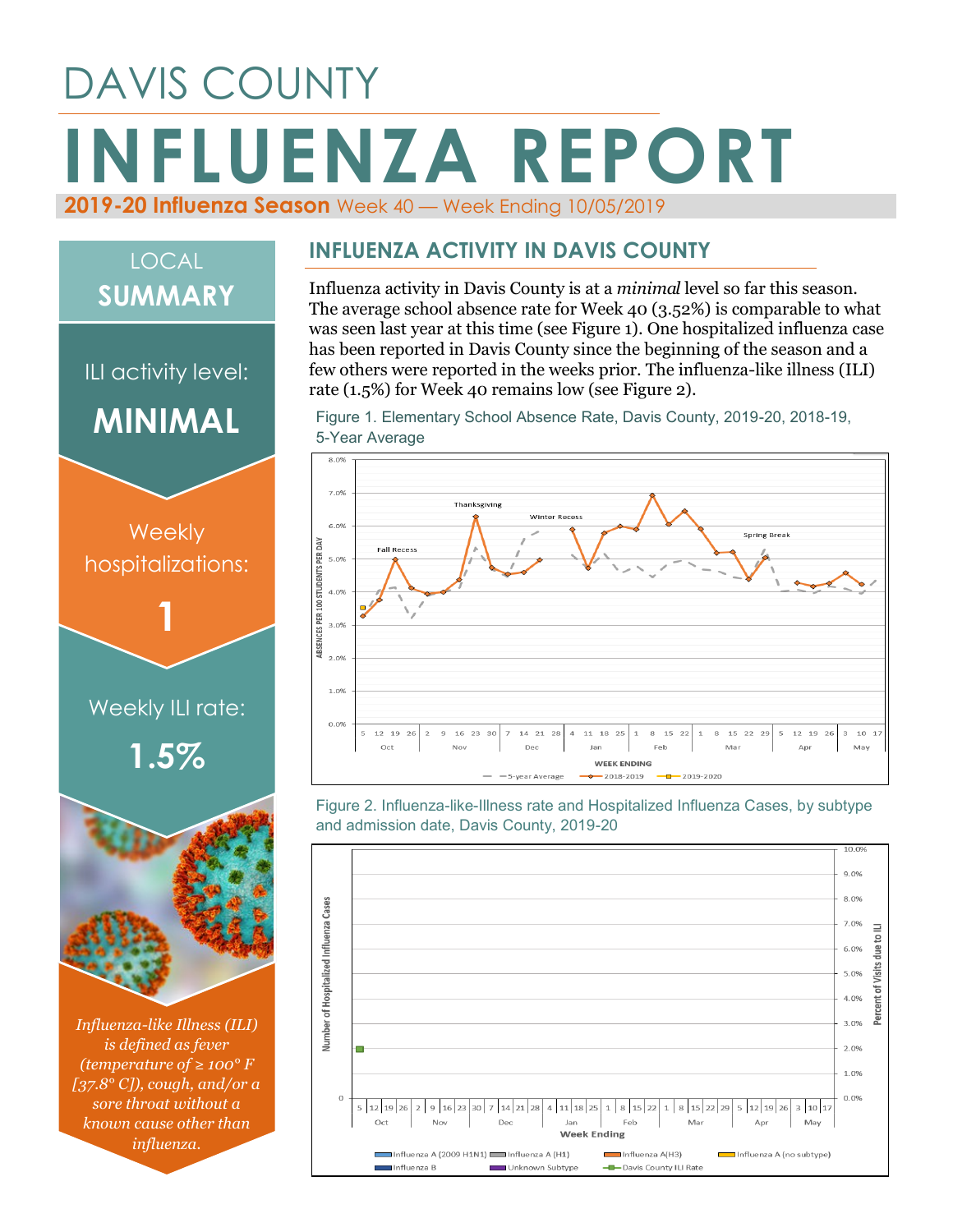# DAVIS COUNTY

# INFLUENZA REPORT

**2019-20 Influenza Season** Week 40 — Week Ending 10/05/2019

## LOCAL SUMMARY

ILI activity level:

**MINIMAL**

Weekly hospitalizations:

**1**

Weekly ILI rate:

**1.5%**

*Influenza-like Illness (ILI) is defined as fever (temperature of ≥ 100° F [37.8° C]), cough, and/or a sore throat without a known cause other than influenza.*

## INFLUENZA ACTIVITY IN DAVIS COUNTY

Influenza activity in Davis County is at a *minimal* level so far this season. The average school absence rate for Week 40 (3.52%) is comparable to what was seen last year at this time (see Figure 1). One hospitalized influenza case has been reported in Davis County since the beginning of the season and a few others were reported in the weeks prior. The influenza-like illness (ILI) rate (1.5%) for Week 40 remains low (see Figure 2).

Figure 1. Elementary School Absence Rate, Davis County, 2019-20, 2018-19, 5-Year Average

Figure 2. Influenza-like-Illness rate and Hospitalized Influenza Cases, by subtype and admission date, Davis County, 2019-20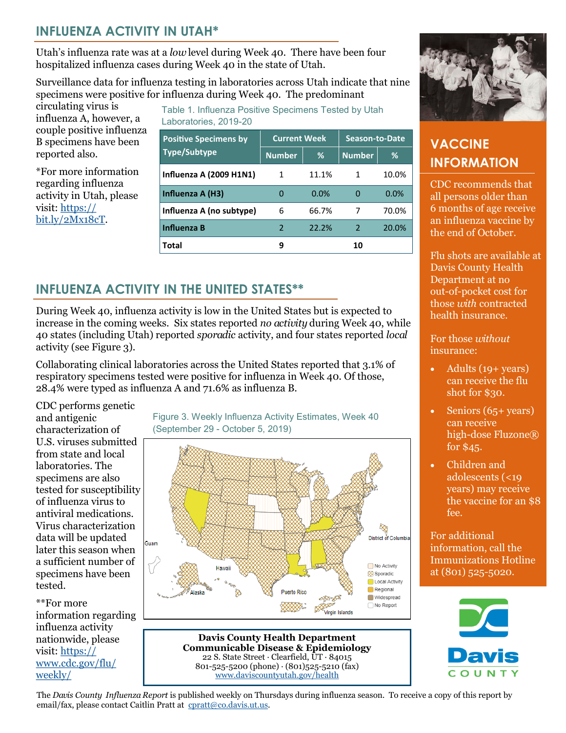## INFLUENZA ACTIVITY IN UTAH*

Utah's influenza rate was at a *low* level during Week 40. There have been four hospitalized influenza cases during Week 40 in the state of Utah.

Surveillance data for influenza testing in laboratories across Utah indicate that nine specimens were positive for influenza during Week 40. The predominant circulating virus is influenza A, however, a couple positive influenza B specimens have been reported also.

*For more information regarding influenza activity in Utah, please visit: https://bit.ly/2Mx18cT.

Table 1. Influenza Positive Specimens Tested by Utah Laboratories, 2019-20

| Positive Specimens by Type/Subtype | Current Week | | Season-to-Date | |
|---|---|---|---|---|
| | Number | % | Number | % |
| Influenza A (2009 H1N1) | 1 | 11.1% | 1 | 10.0% |
| Influenza A (H3) | 0 | 0.0% | 0 | 0.0% |
| Influenza A (no subtype) | 6 | 66.7% | 7 | 70.0% |
| Influenza B | 2 | 22.2% | 2 | 20.0% |
| **Total** | **9** | | **10** | |

## INFLUENZA ACTIVITY IN THE UNITED STATES**

During Week 40, influenza activity is low in the United States but is expected to increase in the coming weeks. Six states reported *no activity* during Week 40, while 40 states (including Utah) reported *sporadic* activity, and four states reported *local* activity (see Figure 3).

Collaborating clinical laboratories across the United States reported that 3.1% of respiratory specimens tested were positive for influenza in Week 40. Of those, 28.4% were typed as influenza A and 71.6% as influenza B.

CDC performs genetic and antigenic characterization of U.S. viruses submitted from state and local laboratories. The specimens are also tested for susceptibility of influenza virus to antiviral medications. Virus characterization data will be updated later this season when a sufficient number of specimens have been tested.

**For more information regarding influenza activity nationwide, please visit: https://www.cdc.gov/flu/weekly/

Figure 3. Weekly Influenza Activity Estimates, Week 40 (September 29 - October 5, 2019)

Guam
Hawaii
Alaska
Puerto Rico
Virgin Islands
District of Columbia
No Activity
Sporadic
Local Activity
Regional
Widespread
No Report

**Davis County Health Department**
**Communicable Disease & Epidemiology**
22 S. State Street · Clearfield, UT · 84015
801-525-5200 (phone) · (801)525-5210 (fax)
www.daviscountyutah.gov/health

## VACCINE INFORMATION

CDC recommends that all persons older than 6 months of age receive an influenza vaccine by the end of October.

Flu shots are available at Davis County Health Department at no out-of-pocket cost for those *with* contracted health insurance.

For those *without* insurance:

- Adults (19+ years) can receive the flu shot for $30.
- Seniors (65+ years) can receive high-dose Fluzone® for $45.
- Children and adolescents (<19 years) may receive the vaccine for an $8 fee.

For additional information, call the Immunizations Hotline at (801) 525-5020.

Davis COUNTY

The *Davis County Influenza Report* is published weekly on Thursdays during influenza season. To receive a copy of this report by email/fax, please contact Caitlin Pratt at cpratt@co.davis.ut.us.